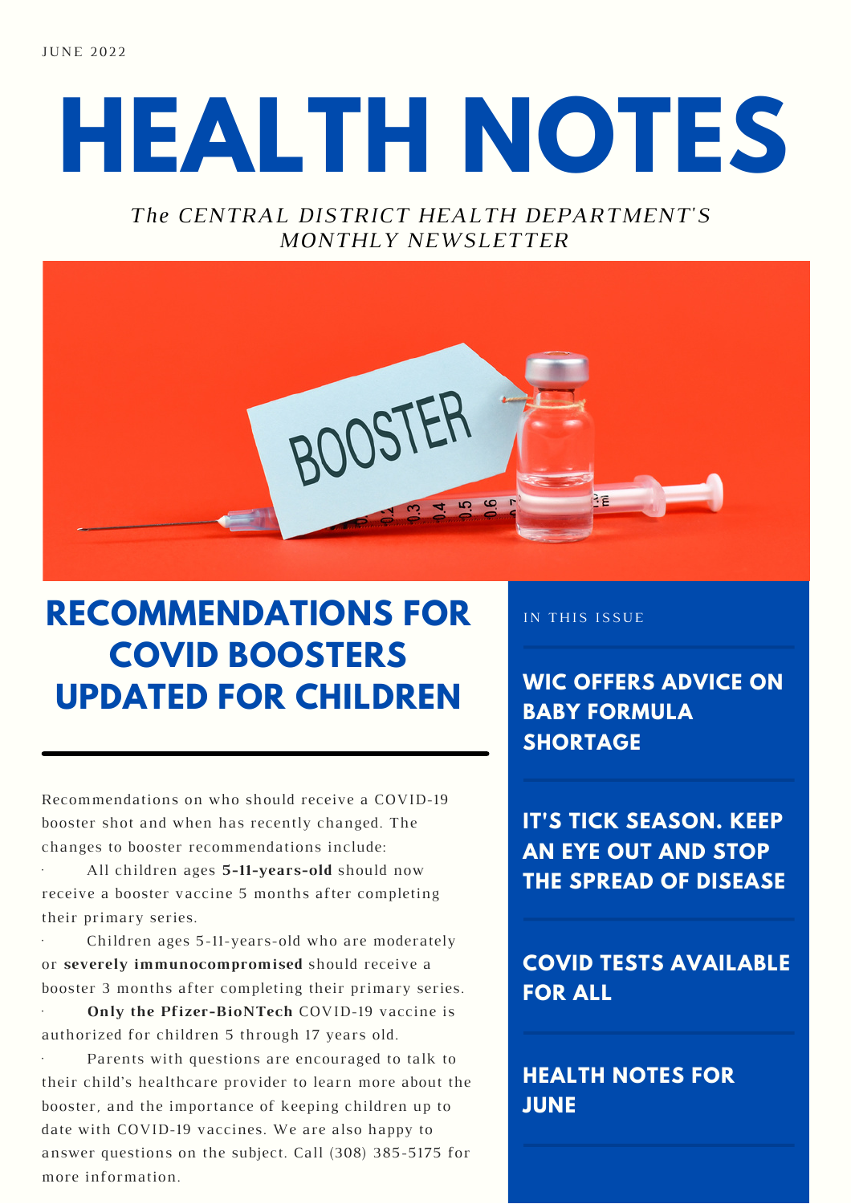JUNE 2022

# HEALTH NOTES

*The CENTRAL DISTRICT HEALTH DEPARTMENT'S MONTHLY NEWSLETTER*

## RECOMMENDATIONS FOR COVID BOOSTERS UPDATED FOR CHILDREN

Recommendations on who should receive a COVID-19 booster shot and when has recently changed. The changes to booster recommendations include:

- All children ages **5-11-years-old** should now receive a booster vaccine 5 months after completing their primary series.
- Children ages 5-11-years-old who are moderately or **severely immunocompromised** should receive a booster 3 months after completing their primary series.
- **Only the Pfizer-BioNTech** COVID-19 vaccine is authorized for children 5 through 17 years old.
- Parents with questions are encouraged to talk to their child's healthcare provider to learn more about the booster, and the importance of keeping children up to date with COVID-19 vaccines. We are also happy to answer questions on the subject. Call (308) 385-5175 for more information.

IN THIS ISSUE

**WIC OFFERS ADVICE ON BABY FORMULA SHORTAGE**

**IT'S TICK SEASON. KEEP AN EYE OUT AND STOP THE SPREAD OF DISEASE**

**COVID TESTS AVAILABLE FOR ALL**

**HEALTH NOTES FOR JUNE**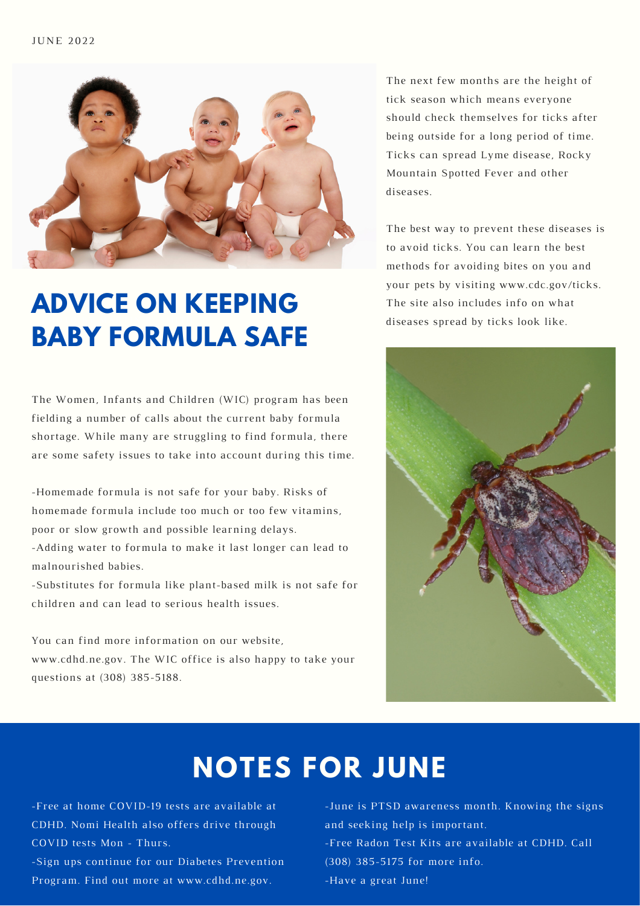JUNE 2022

# ADVICE ON KEEPING BABY FORMULA SAFE

The Women, Infants and Children (WIC) program has been fielding a number of calls about the current baby formula shortage. While many are struggling to find formula, there are some safety issues to take into account during this time.

-Homemade formula is not safe for your baby. Risks of homemade formula include too much or too few vitamins, poor or slow growth and possible learning delays.
-Adding water to formula to make it last longer can lead to malnourished babies.
-Substitutes for formula like plant-based milk is not safe for children and can lead to serious health issues.

You can find more information on our website, www.cdhd.ne.gov. The WIC office is also happy to take your questions at (308) 385-5188.

The next few months are the height of tick season which means everyone should check themselves for ticks after being outside for a long period of time. Ticks can spread Lyme disease, Rocky Mountain Spotted Fever and other diseases.

The best way to prevent these diseases is to avoid ticks. You can learn the best methods for avoiding bites on you and your pets by visiting www.cdc.gov/ticks. The site also includes info on what diseases spread by ticks look like.

# NOTES FOR JUNE

-Free at home COVID-19 tests are available at CDHD. Nomi Health also offers drive through COVID tests Mon - Thurs.
-Sign ups continue for our Diabetes Prevention Program. Find out more at www.cdhd.ne.gov.
-June is PTSD awareness month. Knowing the signs and seeking help is important.
-Free Radon Test Kits are available at CDHD. Call (308) 385-5175 for more info.
-Have a great June!